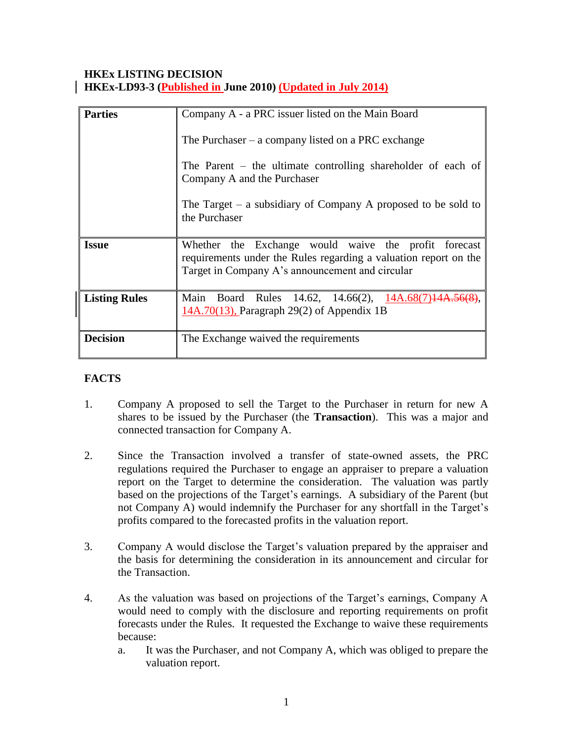**HKEx LISTING DECISION**
**HKEx-LD93-3 (Published in June 2010) (Updated in July 2014)**

| | |
|---|---|
| **Parties** | Company A - a PRC issuer listed on the Main Board<br><br>The Purchaser – a company listed on a PRC exchange<br><br>The Parent – the ultimate controlling shareholder of each of Company A and the Purchaser<br><br>The Target – a subsidiary of Company A proposed to be sold to the Purchaser |
| **Issue** | Whether the Exchange would waive the profit forecast requirements under the Rules regarding a valuation report on the Target in Company A's announcement and circular |
| **Listing Rules** | Main Board Rules 14.62, 14.66(2), 14A.68(7)~~14A.56(8)~~, 14A.70(13), Paragraph 29(2) of Appendix 1B |
| **Decision** | The Exchange waived the requirements |

## FACTS

1. Company A proposed to sell the Target to the Purchaser in return for new A shares to be issued by the Purchaser (the **Transaction**). This was a major and connected transaction for Company A.

2. Since the Transaction involved a transfer of state-owned assets, the PRC regulations required the Purchaser to engage an appraiser to prepare a valuation report on the Target to determine the consideration. The valuation was partly based on the projections of the Target's earnings. A subsidiary of the Parent (but not Company A) would indemnify the Purchaser for any shortfall in the Target's profits compared to the forecasted profits in the valuation report.

3. Company A would disclose the Target's valuation prepared by the appraiser and the basis for determining the consideration in its announcement and circular for the Transaction.

4. As the valuation was based on projections of the Target's earnings, Company A would need to comply with the disclosure and reporting requirements on profit forecasts under the Rules. It requested the Exchange to waive these requirements because:
   a. It was the Purchaser, and not Company A, which was obliged to prepare the valuation report.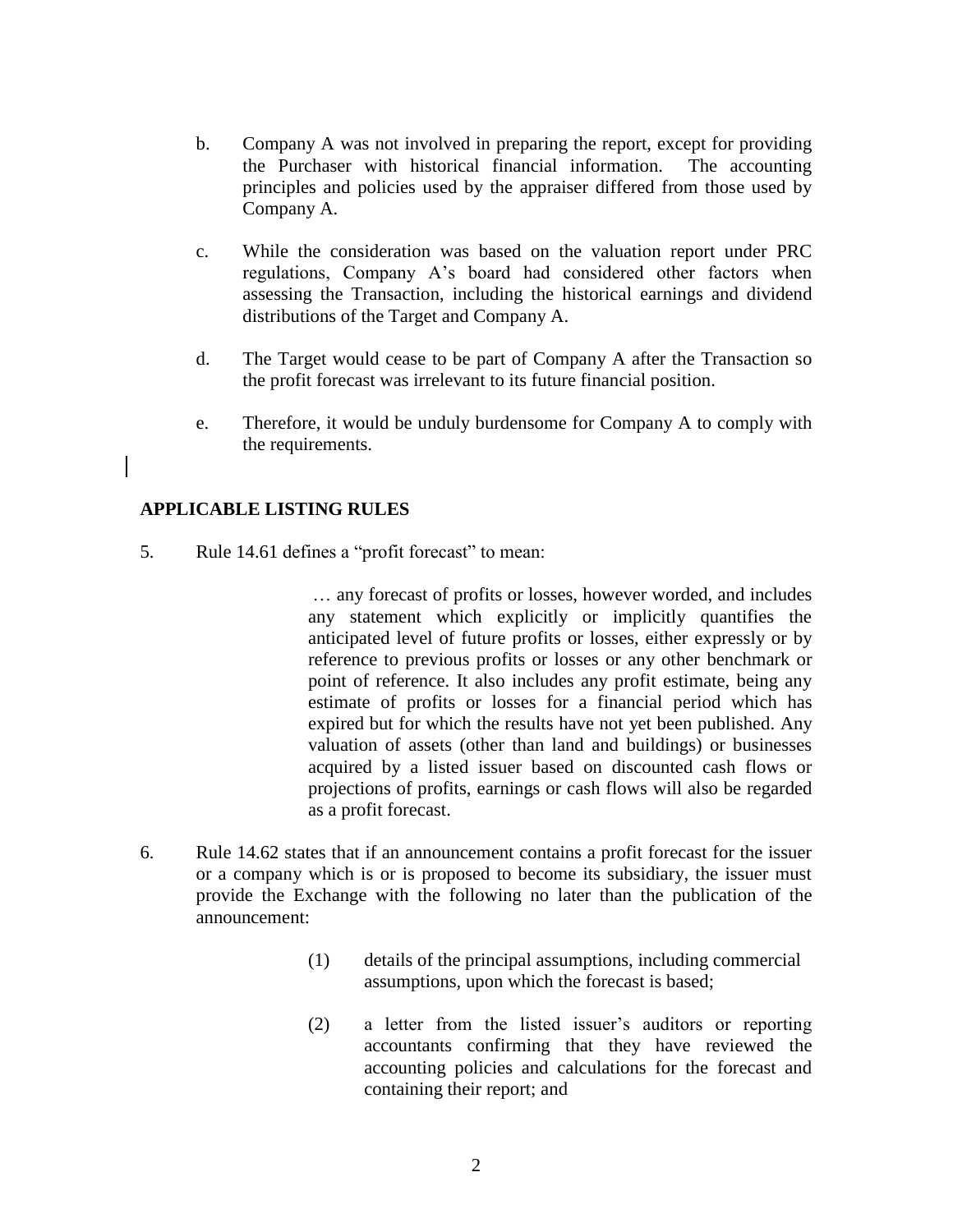b. Company A was not involved in preparing the report, except for providing the Purchaser with historical financial information. The accounting principles and policies used by the appraiser differed from those used by Company A.

c. While the consideration was based on the valuation report under PRC regulations, Company A's board had considered other factors when assessing the Transaction, including the historical earnings and dividend distributions of the Target and Company A.

d. The Target would cease to be part of Company A after the Transaction so the profit forecast was irrelevant to its future financial position.

e. Therefore, it would be unduly burdensome for Company A to comply with the requirements.

## APPLICABLE LISTING RULES

5. Rule 14.61 defines a "profit forecast" to mean:

> … any forecast of profits or losses, however worded, and includes any statement which explicitly or implicitly quantifies the anticipated level of future profits or losses, either expressly or by reference to previous profits or losses or any other benchmark or point of reference. It also includes any profit estimate, being any estimate of profits or losses for a financial period which has expired but for which the results have not yet been published. Any valuation of assets (other than land and buildings) or businesses acquired by a listed issuer based on discounted cash flows or projections of profits, earnings or cash flows will also be regarded as a profit forecast.

6. Rule 14.62 states that if an announcement contains a profit forecast for the issuer or a company which is or is proposed to become its subsidiary, the issuer must provide the Exchange with the following no later than the publication of the announcement:

> (1) details of the principal assumptions, including commercial assumptions, upon which the forecast is based;
>
> (2) a letter from the listed issuer's auditors or reporting accountants confirming that they have reviewed the accounting policies and calculations for the forecast and containing their report; and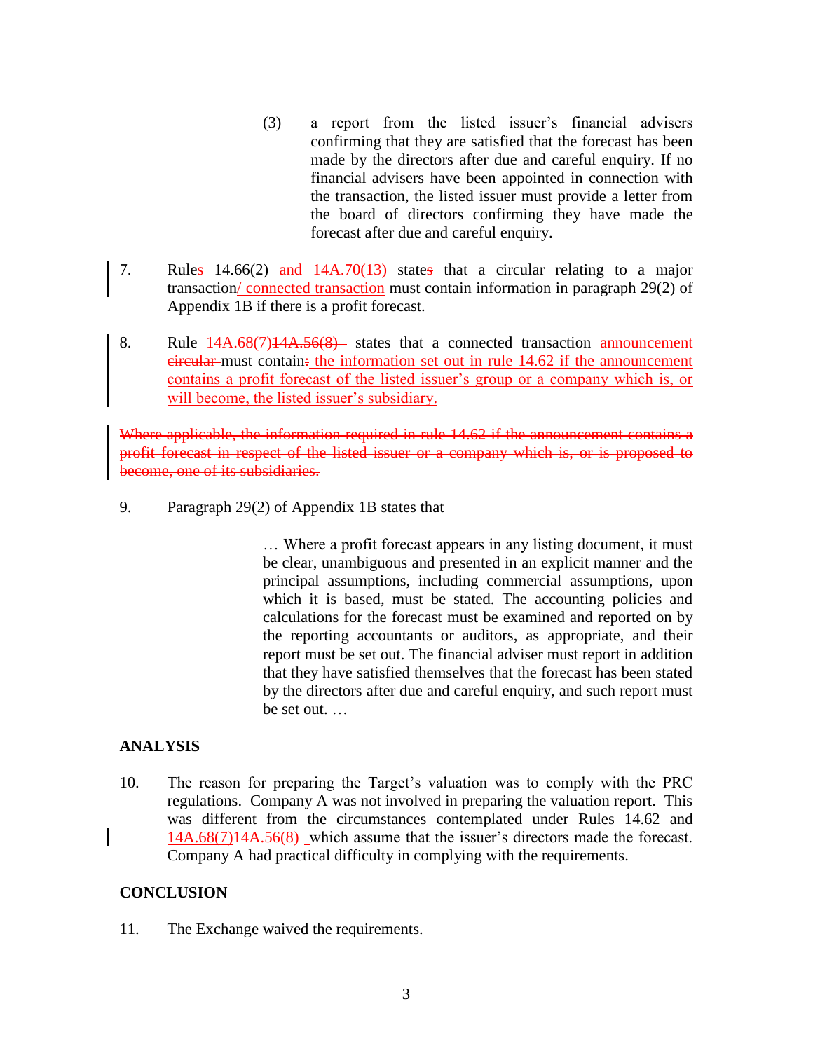(3) a report from the listed issuer's financial advisers confirming that they are satisfied that the forecast has been made by the directors after due and careful enquiry. If no financial advisers have been appointed in connection with the transaction, the listed issuer must provide a letter from the board of directors confirming they have made the forecast after due and careful enquiry.

7. Rules 14.66(2) and 14A.70(13) state~~s~~ that a circular relating to a major transaction/ connected transaction must contain information in paragraph 29(2) of Appendix 1B if there is a profit forecast.

8. Rule 14A.68(7)~~14A.56(8)~~ states that a connected transaction announcement ~~circular~~ must contain~~:~~ the information set out in rule 14.62 if the announcement contains a profit forecast of the listed issuer's group or a company which is, or will become, the listed issuer's subsidiary.

~~Where applicable, the information required in rule 14.62 if the announcement contains a profit forecast in respect of the listed issuer or a company which is, or is proposed to become, one of its subsidiaries.~~

9. Paragraph 29(2) of Appendix 1B states that

> … Where a profit forecast appears in any listing document, it must be clear, unambiguous and presented in an explicit manner and the principal assumptions, including commercial assumptions, upon which it is based, must be stated. The accounting policies and calculations for the forecast must be examined and reported on by the reporting accountants or auditors, as appropriate, and their report must be set out. The financial adviser must report in addition that they have satisfied themselves that the forecast has been stated by the directors after due and careful enquiry, and such report must be set out. …

## ANALYSIS

10. The reason for preparing the Target's valuation was to comply with the PRC regulations. Company A was not involved in preparing the valuation report. This was different from the circumstances contemplated under Rules 14.62 and 14A.68(7)~~14A.56(8)~~ which assume that the issuer's directors made the forecast. Company A had practical difficulty in complying with the requirements.

## CONCLUSION

11. The Exchange waived the requirements.